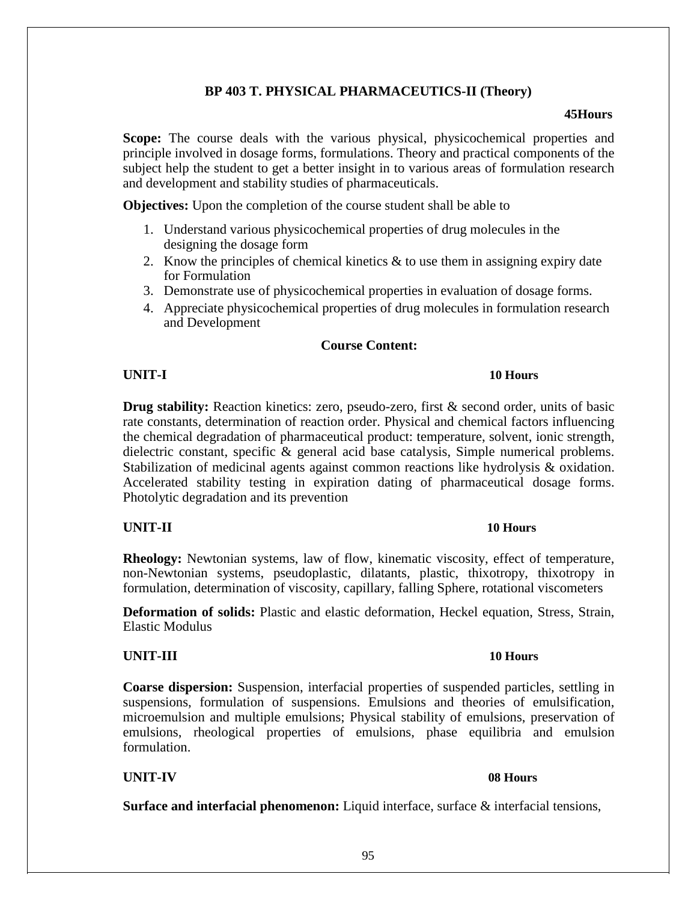## BP 403 T. PHYSICAL PHARMACEUTICS-II (Theory)

**45Hours**

**Scope:** The course deals with the various physical, physicochemical properties and principle involved in dosage forms, formulations. Theory and practical components of the subject help the student to get a better insight in to various areas of formulation research and development and stability studies of pharmaceuticals.

**Objectives:** Upon the completion of the course student shall be able to

1. Understand various physicochemical properties of drug molecules in the designing the dosage form
2. Know the principles of chemical kinetics & to use them in assigning expiry date for Formulation
3. Demonstrate use of physicochemical properties in evaluation of dosage forms.
4. Appreciate physicochemical properties of drug molecules in formulation research and Development

### Course Content:

**UNIT-I** **10 Hours**

**Drug stability:** Reaction kinetics: zero, pseudo-zero, first & second order, units of basic rate constants, determination of reaction order. Physical and chemical factors influencing the chemical degradation of pharmaceutical product: temperature, solvent, ionic strength, dielectric constant, specific & general acid base catalysis, Simple numerical problems. Stabilization of medicinal agents against common reactions like hydrolysis & oxidation. Accelerated stability testing in expiration dating of pharmaceutical dosage forms. Photolytic degradation and its prevention

**UNIT-II** **10 Hours**

**Rheology:** Newtonian systems, law of flow, kinematic viscosity, effect of temperature, non-Newtonian systems, pseudoplastic, dilatants, plastic, thixotropy, thixotropy in formulation, determination of viscosity, capillary, falling Sphere, rotational viscometers

**Deformation of solids:** Plastic and elastic deformation, Heckel equation, Stress, Strain, Elastic Modulus

**UNIT-III** **10 Hours**

**Coarse dispersion:** Suspension, interfacial properties of suspended particles, settling in suspensions, formulation of suspensions. Emulsions and theories of emulsification, microemulsion and multiple emulsions; Physical stability of emulsions, preservation of emulsions, rheological properties of emulsions, phase equilibria and emulsion formulation.

**UNIT-IV** **08 Hours**

**Surface and interfacial phenomenon:** Liquid interface, surface & interfacial tensions,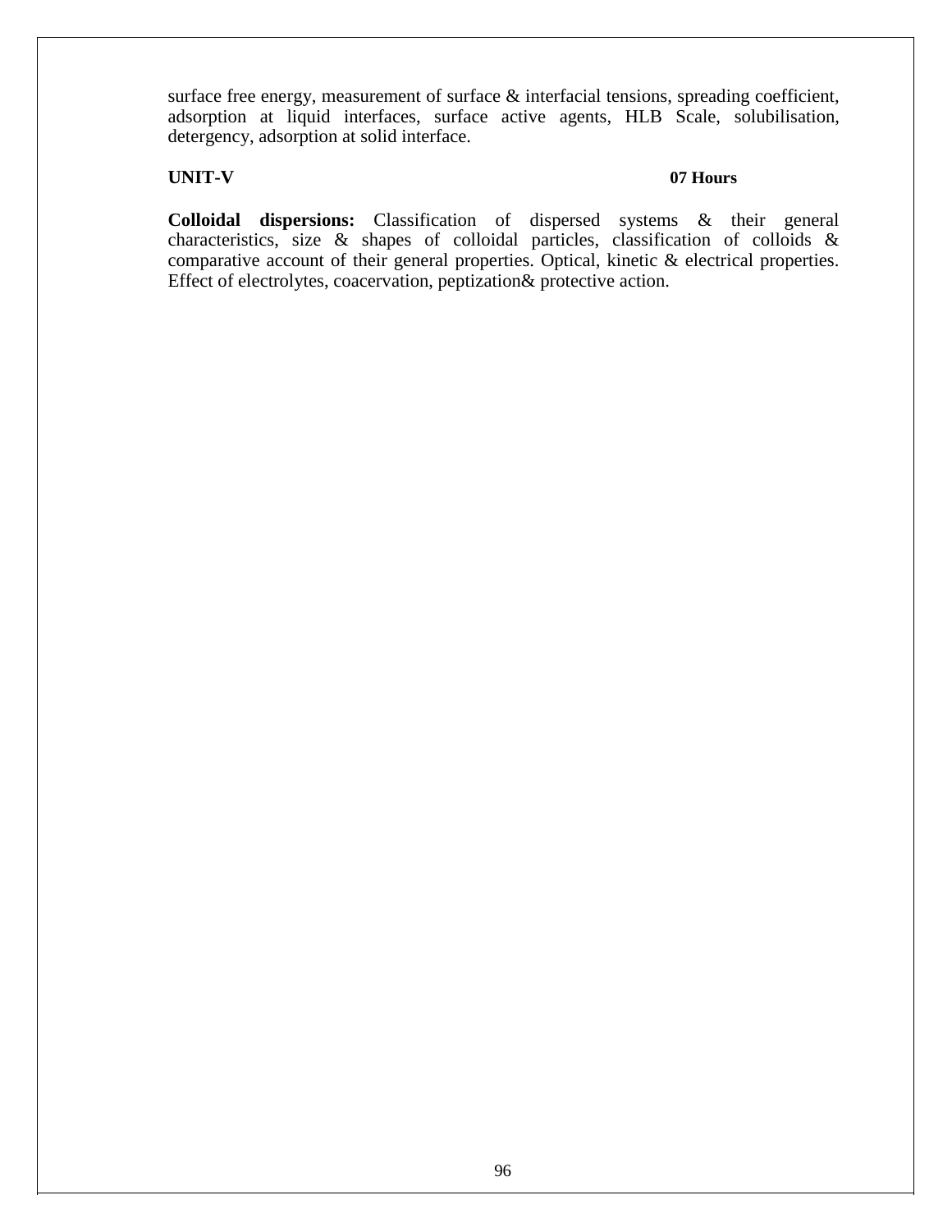surface free energy, measurement of surface & interfacial tensions, spreading coefficient, adsorption at liquid interfaces, surface active agents, HLB Scale, solubilisation, detergency, adsorption at solid interface.

**UNIT-V** **07 Hours**

**Colloidal dispersions:** Classification of dispersed systems & their general characteristics, size & shapes of colloidal particles, classification of colloids & comparative account of their general properties. Optical, kinetic & electrical properties. Effect of electrolytes, coacervation, peptization& protective action.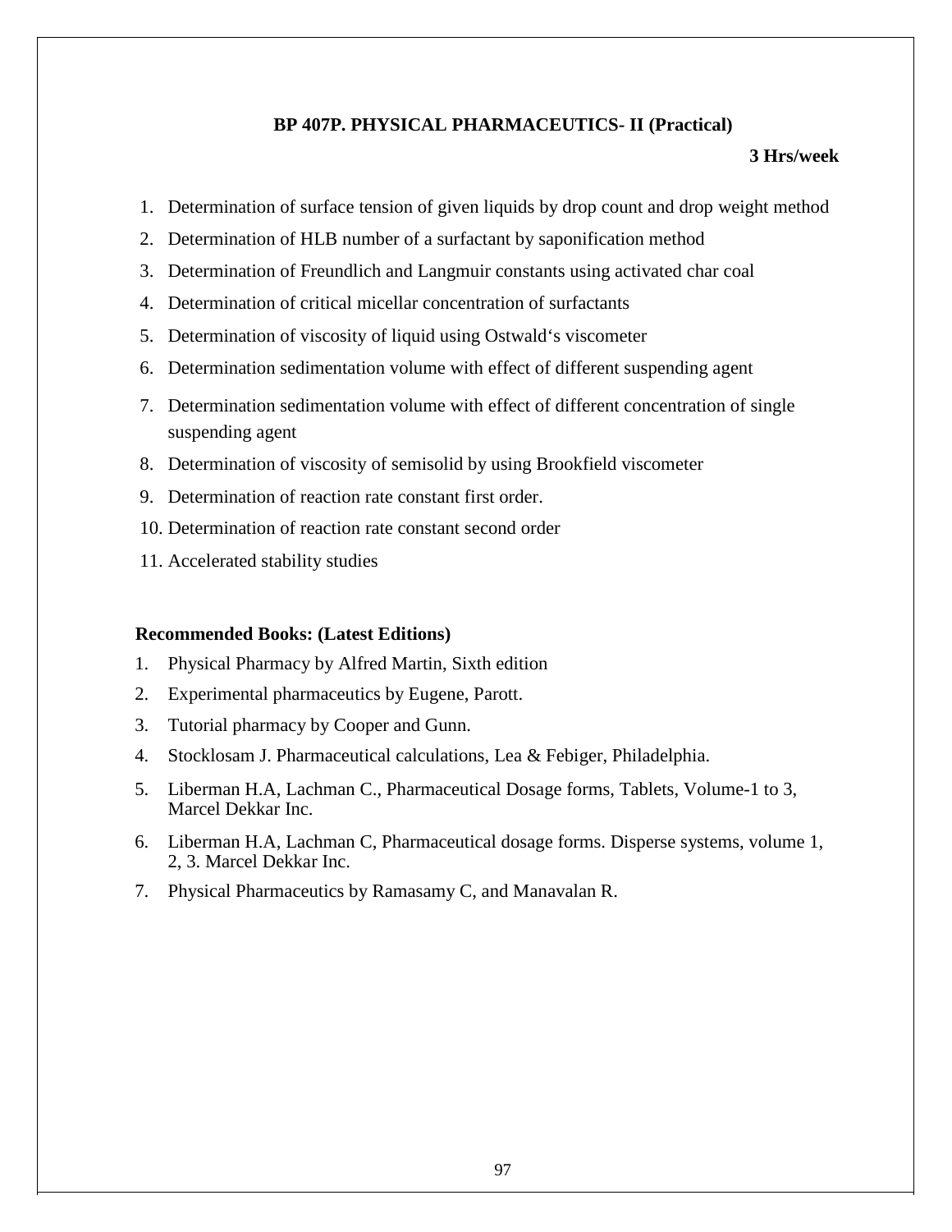## BP 407P. PHYSICAL PHARMACEUTICS- II (Practical)

**3 Hrs/week**

1. Determination of surface tension of given liquids by drop count and drop weight method
2. Determination of HLB number of a surfactant by saponification method
3. Determination of Freundlich and Langmuir constants using activated char coal
4. Determination of critical micellar concentration of surfactants
5. Determination of viscosity of liquid using Ostwald's viscometer
6. Determination sedimentation volume with effect of different suspending agent
7. Determination sedimentation volume with effect of different concentration of single suspending agent
8. Determination of viscosity of semisolid by using Brookfield viscometer
9. Determination of reaction rate constant first order.
10. Determination of reaction rate constant second order
11. Accelerated stability studies

**Recommended Books: (Latest Editions)**

1. Physical Pharmacy by Alfred Martin, Sixth edition
2. Experimental pharmaceutics by Eugene, Parott.
3. Tutorial pharmacy by Cooper and Gunn.
4. Stocklosam J. Pharmaceutical calculations, Lea & Febiger, Philadelphia.
5. Liberman H.A, Lachman C., Pharmaceutical Dosage forms, Tablets, Volume-1 to 3, Marcel Dekkar Inc.
6. Liberman H.A, Lachman C, Pharmaceutical dosage forms. Disperse systems, volume 1, 2, 3. Marcel Dekkar Inc.
7. Physical Pharmaceutics by Ramasamy C, and Manavalan R.